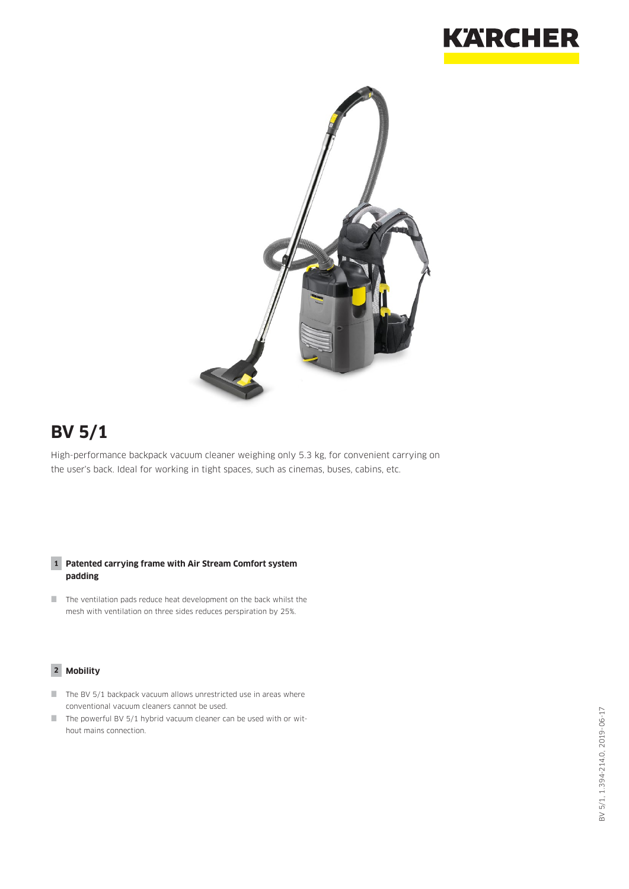# BV 5/1

High-performance backpack vacuum cleaner weighing only 5.3 kg, for convenient carrying on the user's back. Ideal for working in tight spaces, such as cinemas, buses, cabins, etc.

### 1 Patented carrying frame with Air Stream Comfort system padding

- The ventilation pads reduce heat development on the back whilst the mesh with ventilation on three sides reduces perspiration by 25%.

### 2 Mobility

- The BV 5/1 backpack vacuum allows unrestricted use in areas where conventional vacuum cleaners cannot be used.
- The powerful BV 5/1 hybrid vacuum cleaner can be used with or without mains connection.

BV 5/1, 1.394-214.0, 2019-06-17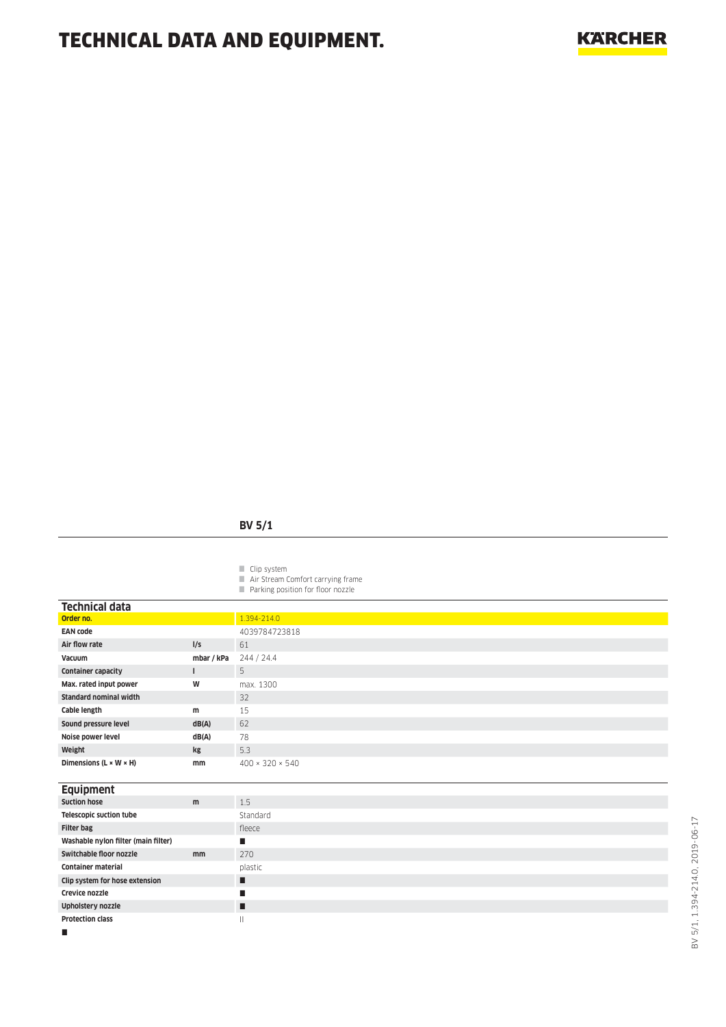# TECHNICAL DATA AND EQUIPMENT.

**BV 5/1**

- Clip system
- Air Stream Comfort carrying frame
- Parking position for floor nozzle

## Technical data

| | | |
|---|---|---|
| **Order no.** | | 1.394-214.0 |
| **EAN code** | | 4039784723818 |
| **Air flow rate** | **l/s** | 61 |
| **Vacuum** | **mbar / kPa** | 244 / 24.4 |
| **Container capacity** | **l** | 5 |
| **Max. rated input power** | **W** | max. 1300 |
| **Standard nominal width** | | 32 |
| **Cable length** | **m** | 15 |
| **Sound pressure level** | **dB(A)** | 62 |
| **Noise power level** | **dB(A)** | 78 |
| **Weight** | **kg** | 5.3 |
| **Dimensions (L × W × H)** | **mm** | 400 × 320 × 540 |

## Equipment

| | | |
|---|---|---|
| **Suction hose** | **m** | 1.5 |
| **Telescopic suction tube** | | Standard |
| **Filter bag** | | fleece |
| **Washable nylon filter (main filter)** | | ■ |
| **Switchable floor nozzle** | **mm** | 270 |
| **Container material** | | plastic |
| **Clip system for hose extension** | | ■ |
| **Crevice nozzle** | | ■ |
| **Upholstery nozzle** | | ■ |
| **Protection class** | | II |

■

BV 5/1, 1.394-214.0, 2019-06-17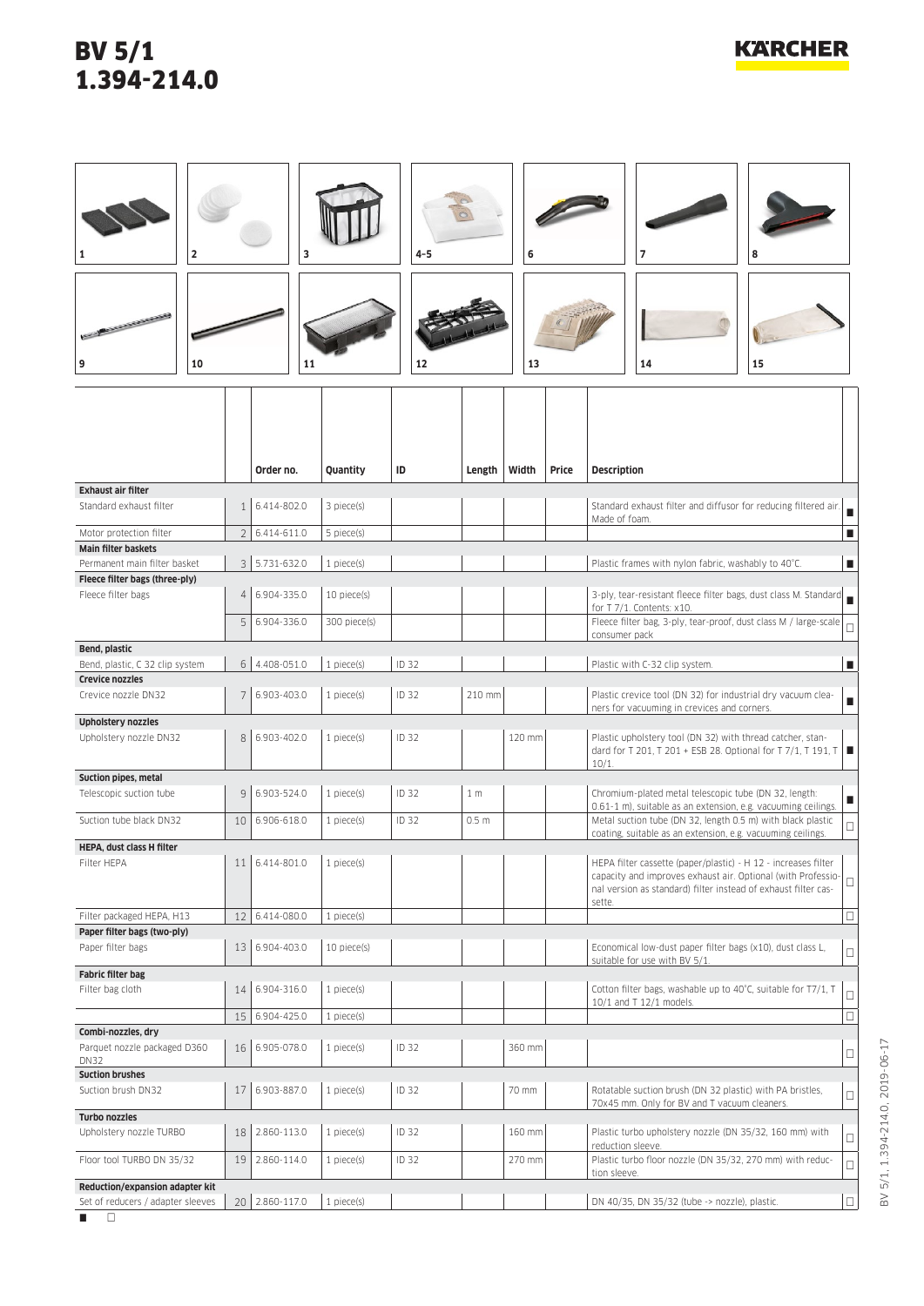# BV 5/1
# 1.394-214.0

| | | Order no. | Quantity | ID | Length | Width | Price | Description | |
|---|---|---|---|---|---|---|---|---|---|
| **Exhaust air filter** | | | | | | | | | |
| Standard exhaust filter | 1 | 6.414-802.0 | 3 piece(s) | | | | | Standard exhaust filter and diffusor for reducing filtered air. Made of foam. | ■ |
| Motor protection filter | 2 | 6.414-611.0 | 5 piece(s) | | | | | | ■ |
| **Main filter baskets** | | | | | | | | | |
| Permanent main filter basket | 3 | 5.731-632.0 | 1 piece(s) | | | | | Plastic frames with nylon fabric, washably to 40°C. | ■ |
| **Fleece filter bags (three-ply)** | | | | | | | | | |
| Fleece filter bags | 4 | 6.904-335.0 | 10 piece(s) | | | | | 3-ply, tear-resistant fleece filter bags, dust class M. Standard for T 7/1. Contents: x10. | ■ |
| | 5 | 6.904-336.0 | 300 piece(s) | | | | | Fleece filter bag, 3-ply, tear-proof, dust class M / large-scale consumer pack | □ |
| **Bend, plastic** | | | | | | | | | |
| Bend, plastic, C 32 clip system | 6 | 4.408-051.0 | 1 piece(s) | ID 32 | | | | Plastic with C-32 clip system. | ■ |
| **Crevice nozzles** | | | | | | | | | |
| Crevice nozzle DN32 | 7 | 6.903-403.0 | 1 piece(s) | ID 32 | 210 mm | | | Plastic crevice tool (DN 32) for industrial dry vacuum cleaners for vacuuming in crevices and corners. | ■ |
| **Upholstery nozzles** | | | | | | | | | |
| Upholstery nozzle DN32 | 8 | 6.903-402.0 | 1 piece(s) | ID 32 | | 120 mm | | Plastic upholstery tool (DN 32) with thread catcher, standard for T 201, T 201 + ESB 28. Optional for T 7/1, T 191, T 10/1. | ■ |
| **Suction pipes, metal** | | | | | | | | | |
| Telescopic suction tube | 9 | 6.903-524.0 | 1 piece(s) | ID 32 | 1 m | | | Chromium-plated metal telescopic tube (DN 32, length: 0.61-1 m), suitable as an extension, e.g. vacuuming ceilings. | ■ |
| Suction tube black DN32 | 10 | 6.906-618.0 | 1 piece(s) | ID 32 | 0.5 m | | | Metal suction tube (DN 32, length 0.5 m) with black plastic coating, suitable as an extension, e.g. vacuuming ceilings. | □ |
| **HEPA, dust class H filter** | | | | | | | | | |
| Filter HEPA | 11 | 6.414-801.0 | 1 piece(s) | | | | | HEPA filter cassette (paper/plastic) - H 12 - increases filter capacity and improves exhaust air. Optional (with Professional version as standard) filter instead of exhaust filter cassette. | □ |
| Filter packaged HEPA, H13 | 12 | 6.414-080.0 | 1 piece(s) | | | | | | □ |
| **Paper filter bags (two-ply)** | | | | | | | | | |
| Paper filter bags | 13 | 6.904-403.0 | 10 piece(s) | | | | | Economical low-dust paper filter bags (x10), dust class L, suitable for use with BV 5/1. | □ |
| **Fabric filter bag** | | | | | | | | | |
| Filter bag cloth | 14 | 6.904-316.0 | 1 piece(s) | | | | | Cotton filter bags, washable up to 40°C, suitable for T7/1, T 10/1 and T 12/1 models. | □ |
| | 15 | 6.904-425.0 | 1 piece(s) | | | | | | □ |
| **Combi-nozzles, dry** | | | | | | | | | |
| Parquet nozzle packaged D360 DN32 | 16 | 6.905-078.0 | 1 piece(s) | ID 32 | | 360 mm | | | □ |
| **Suction brushes** | | | | | | | | | |
| Suction brush DN32 | 17 | 6.903-887.0 | 1 piece(s) | ID 32 | | 70 mm | | Rotatable suction brush (DN 32 plastic) with PA bristles, 70x45 mm. Only for BV and T vacuum cleaners. | □ |
| **Turbo nozzles** | | | | | | | | | |
| Upholstery nozzle TURBO | 18 | 2.860-113.0 | 1 piece(s) | ID 32 | | 160 mm | | Plastic turbo upholstery nozzle (DN 35/32, 160 mm) with reduction sleeve. | □ |
| Floor tool TURBO DN 35/32 | 19 | 2.860-114.0 | 1 piece(s) | ID 32 | | 270 mm | | Plastic turbo floor nozzle (DN 35/32, 270 mm) with reduction sleeve. | □ |
| **Reduction/expansion adapter kit** | | | | | | | | | |
| Set of reducers / adapter sleeves | 20 | 2.860-117.0 | 1 piece(s) | | | | | DN 40/35, DN 35/32 (tube -> nozzle), plastic. | □ |

■ □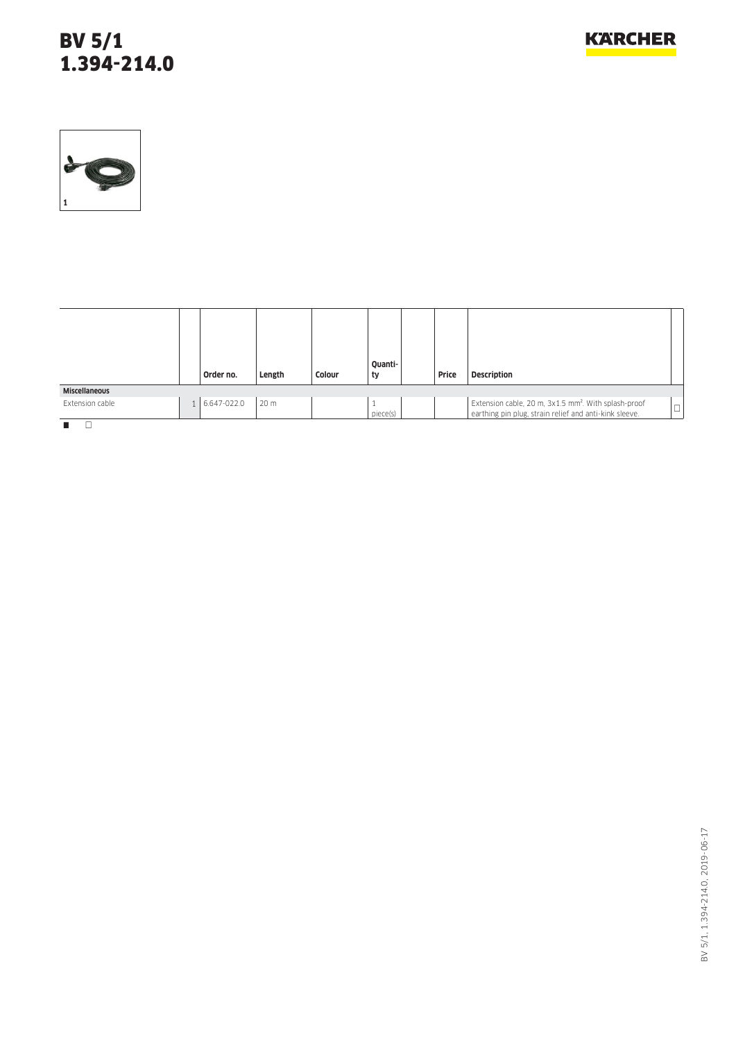# BV 5/1
# 1.394-214.0

1

| | | Order no. | Length | Colour | Quantity | | Price | Description | |
|---|---|---|---|---|---|---|---|---|---|
| **Miscellaneous** | | | | | | | | | |
| Extension cable | 1 | 6.647-022.0 | 20 m | | 1 piece(s) | | | Extension cable, 20 m, 3x1.5 mm². With splash-proof earthing pin plug, strain relief and anti-kink sleeve. | □ |

■ □

BV 5/1, 1.394-214.0, 2019-06-17